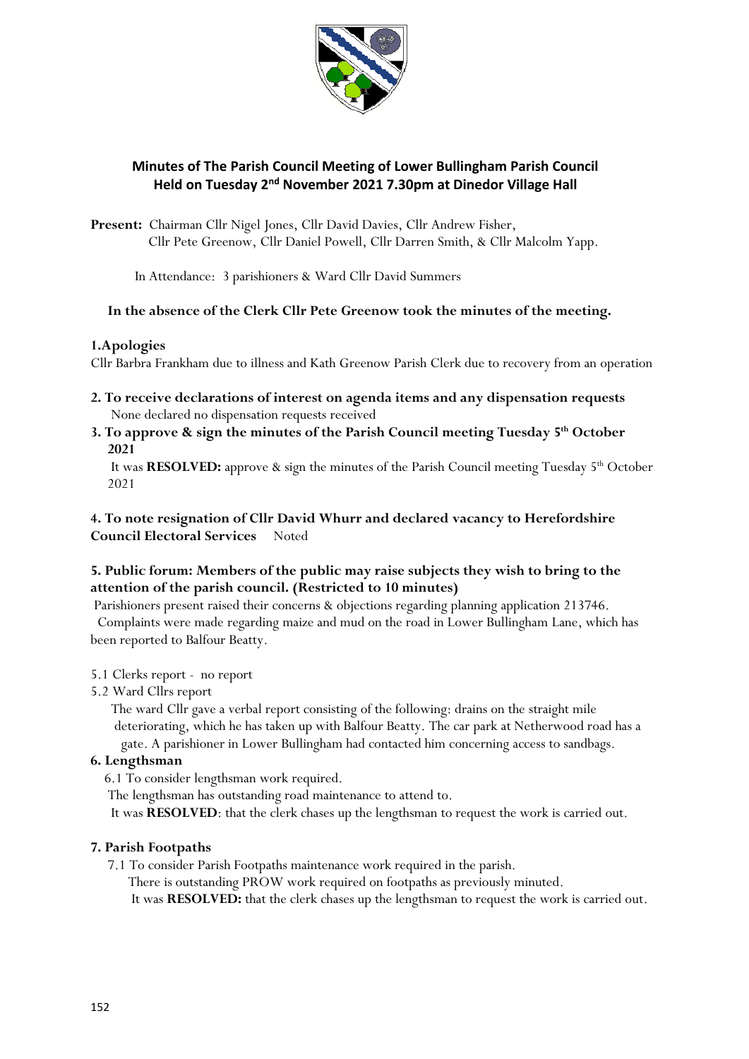## Minutes of The Parish Council Meeting of Lower Bullingham Parish Council Held on Tuesday 2nd November 2021 7.30pm at Dinedor Village Hall

**Present:** Chairman Cllr Nigel Jones, Cllr David Davies, Cllr Andrew Fisher, Cllr Pete Greenow, Cllr Daniel Powell, Cllr Darren Smith, & Cllr Malcolm Yapp.

In Attendance: 3 parishioners & Ward Cllr David Summers

**In the absence of the Clerk Cllr Pete Greenow took the minutes of the meeting.**

**1.Apologies**

Cllr Barbra Frankham due to illness and Kath Greenow Parish Clerk due to recovery from an operation

**2. To receive declarations of interest on agenda items and any dispensation requests**

None declared no dispensation requests received

**3. To approve & sign the minutes of the Parish Council meeting Tuesday 5th October 2021**

It was **RESOLVED:** approve & sign the minutes of the Parish Council meeting Tuesday 5th October 2021

**4. To note resignation of Cllr David Whurr and declared vacancy to Herefordshire Council Electoral Services** Noted

**5. Public forum: Members of the public may raise subjects they wish to bring to the attention of the parish council. (Restricted to 10 minutes)**

Parishioners present raised their concerns & objections regarding planning application 213746.

Complaints were made regarding maize and mud on the road in Lower Bullingham Lane, which has been reported to Balfour Beatty.

5.1 Clerks report - no report

5.2 Ward Cllrs report

The ward Cllr gave a verbal report consisting of the following: drains on the straight mile deteriorating, which he has taken up with Balfour Beatty. The car park at Netherwood road has a gate. A parishioner in Lower Bullingham had contacted him concerning access to sandbags.

**6. Lengthsman**

6.1 To consider lengthsman work required.

The lengthsman has outstanding road maintenance to attend to.

It was **RESOLVED**: that the clerk chases up the lengthsman to request the work is carried out.

**7. Parish Footpaths**

7.1 To consider Parish Footpaths maintenance work required in the parish.

There is outstanding PROW work required on footpaths as previously minuted.

It was **RESOLVED:** that the clerk chases up the lengthsman to request the work is carried out.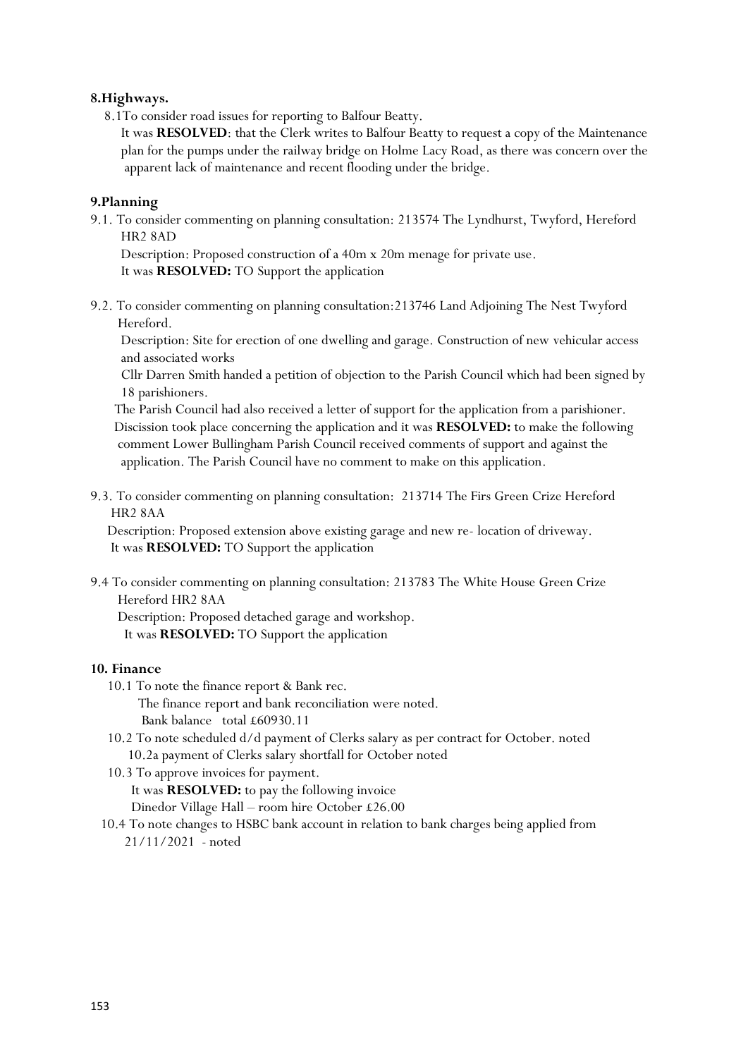**8.Highways.**

8.1To consider road issues for reporting to Balfour Beatty.

It was **RESOLVED**: that the Clerk writes to Balfour Beatty to request a copy of the Maintenance plan for the pumps under the railway bridge on Holme Lacy Road, as there was concern over the apparent lack of maintenance and recent flooding under the bridge.

**9.Planning**

9.1. To consider commenting on planning consultation: 213574 The Lyndhurst, Twyford, Hereford HR2 8AD

Description: Proposed construction of a 40m x 20m menage for private use.

It was **RESOLVED:** TO Support the application

9.2. To consider commenting on planning consultation:213746 Land Adjoining The Nest Twyford Hereford.

Description: Site for erection of one dwelling and garage. Construction of new vehicular access and associated works

Cllr Darren Smith handed a petition of objection to the Parish Council which had been signed by 18 parishioners.

The Parish Council had also received a letter of support for the application from a parishioner. Discission took place concerning the application and it was **RESOLVED:** to make the following comment Lower Bullingham Parish Council received comments of support and against the application. The Parish Council have no comment to make on this application.

9.3. To consider commenting on planning consultation: 213714 The Firs Green Crize Hereford HR2 8AA

Description: Proposed extension above existing garage and new re- location of driveway.

It was **RESOLVED:** TO Support the application

9.4 To consider commenting on planning consultation: 213783 The White House Green Crize Hereford HR2 8AA

Description: Proposed detached garage and workshop.

It was **RESOLVED:** TO Support the application

**10. Finance**

10.1 To note the finance report & Bank rec.

The finance report and bank reconciliation were noted.

Bank balance total £60930.11

10.2 To note scheduled d/d payment of Clerks salary as per contract for October. noted

10.2a payment of Clerks salary shortfall for October noted

10.3 To approve invoices for payment.

It was **RESOLVED:** to pay the following invoice

Dinedor Village Hall – room hire October £26.00

10.4 To note changes to HSBC bank account in relation to bank charges being applied from 21/11/2021 - noted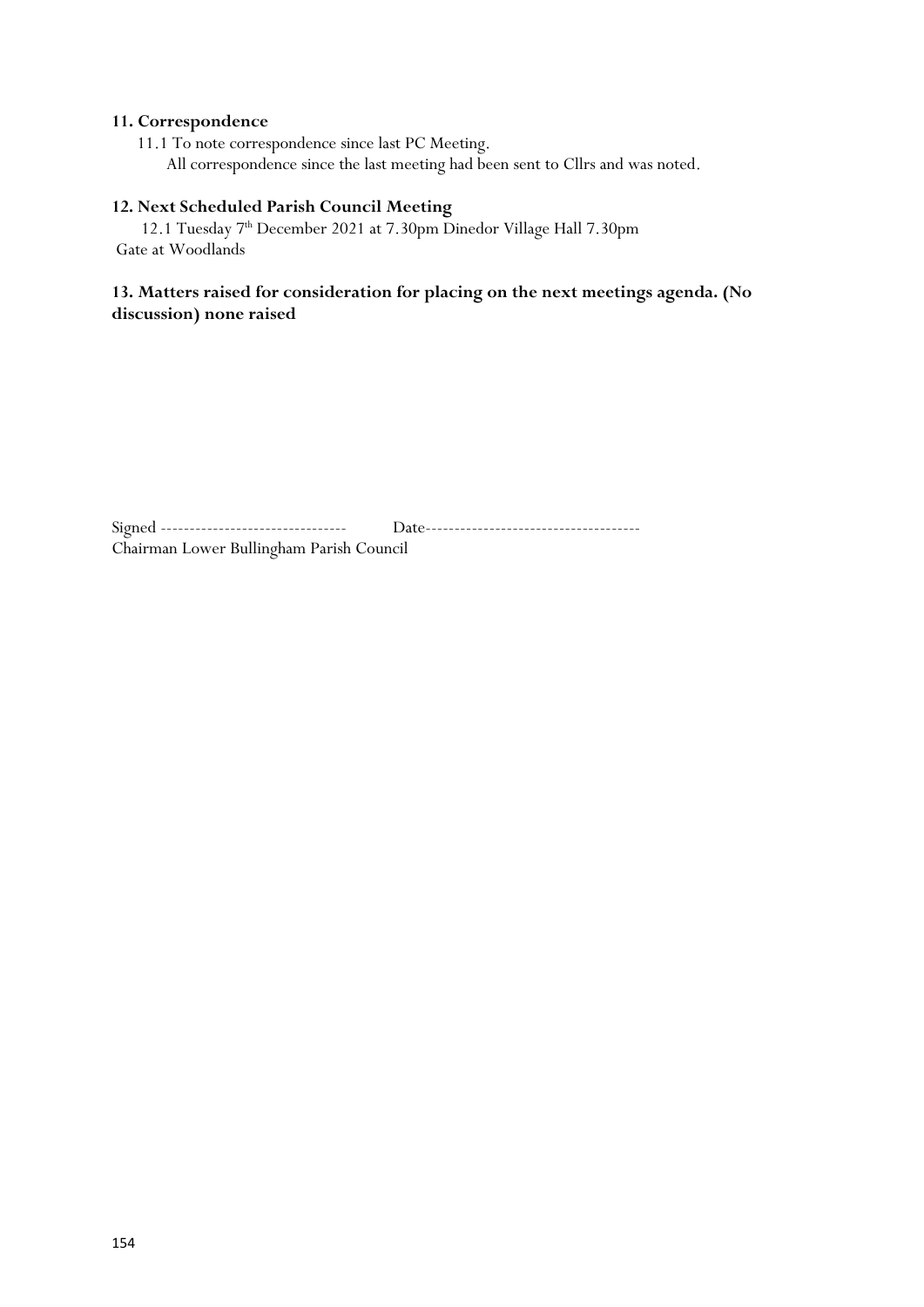**11. Correspondence**

11.1 To note correspondence since last PC Meeting.

All correspondence since the last meeting had been sent to Cllrs and was noted.

**12. Next Scheduled Parish Council Meeting**

12.1 Tuesday 7th December 2021 at 7.30pm Dinedor Village Hall 7.30pm

Gate at Woodlands

**13. Matters raised for consideration for placing on the next meetings agenda. (No discussion) none raised**

Signed -------------------------------- Date-------------------------------------

Chairman Lower Bullingham Parish Council